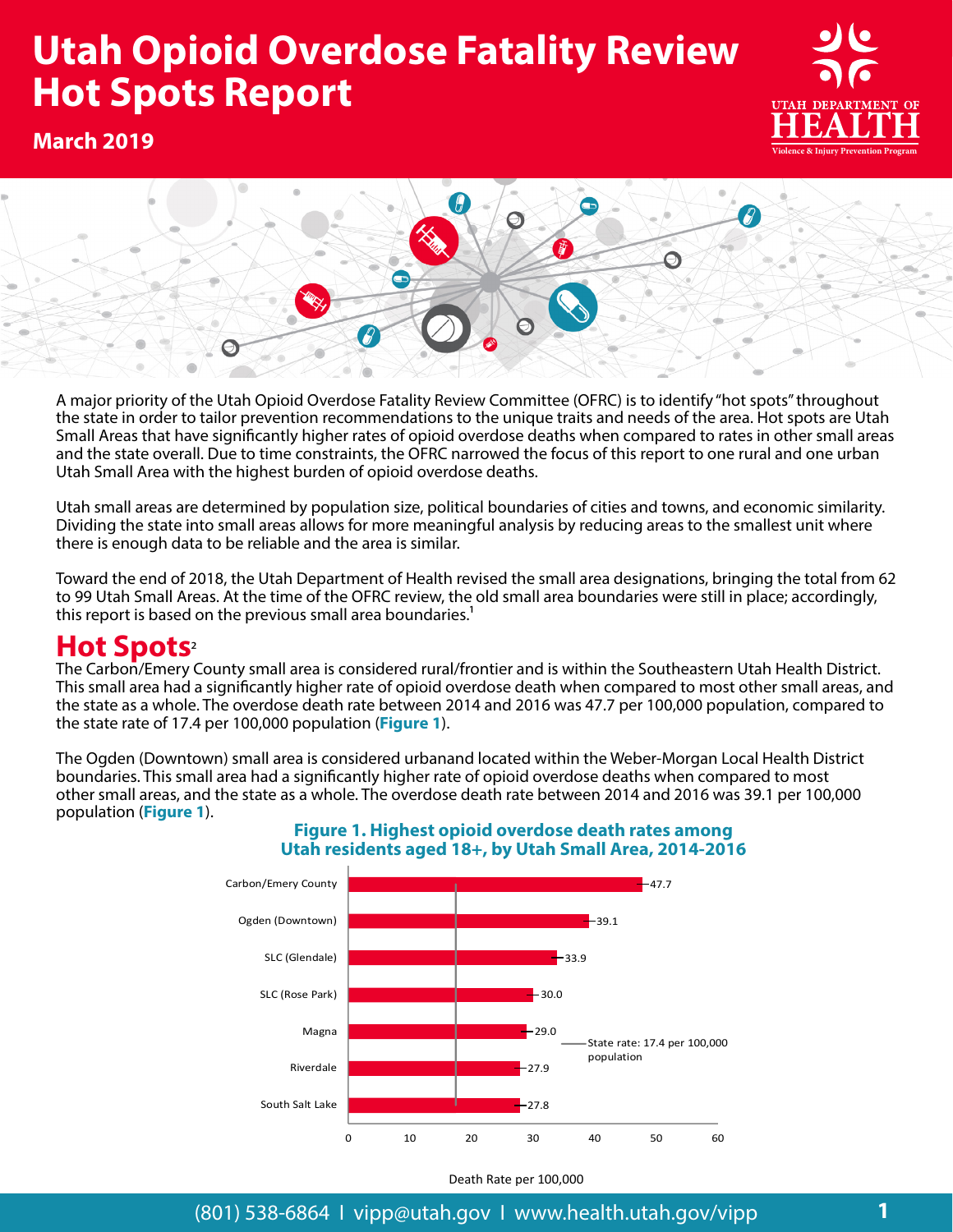# Utah Opioid Overdose Fatality Review Hot Spots Report

**March 2019**

A major priority of the Utah Opioid Overdose Fatality Review Committee (OFRC) is to identify "hot spots" throughout the state in order to tailor prevention recommendations to the unique traits and needs of the area. Hot spots are Utah Small Areas that have significantly higher rates of opioid overdose deaths when compared to rates in other small areas and the state overall. Due to time constraints, the OFRC narrowed the focus of this report to one rural and one urban Utah Small Area with the highest burden of opioid overdose deaths.

Utah small areas are determined by population size, political boundaries of cities and towns, and economic similarity. Dividing the state into small areas allows for more meaningful analysis by reducing areas to the smallest unit where there is enough data to be reliable and the area is similar.

Toward the end of 2018, the Utah Department of Health revised the small area designations, bringing the total from 62 to 99 Utah Small Areas. At the time of the OFRC review, the old small area boundaries were still in place; accordingly, this report is based on the previous small area boundaries.[1]

## Hot Spots[2]

The Carbon/Emery County small area is considered rural/frontier and is within the Southeastern Utah Health District. This small area had a significantly higher rate of opioid overdose death when compared to most other small areas, and the state as a whole. The overdose death rate between 2014 and 2016 was 47.7 per 100,000 population, compared to the state rate of 17.4 per 100,000 population (**Figure 1**).

The Ogden (Downtown) small area is considered urbanand located within the Weber-Morgan Local Health District boundaries. This small area had a significantly higher rate of opioid overdose deaths when compared to most other small areas, and the state as a whole. The overdose death rate between 2014 and 2016 was 39.1 per 100,000 population (**Figure 1**).

**Figure 1. Highest opioid overdose death rates among Utah residents aged 18+, by Utah Small Area, 2014-2016**

| Utah Small Area | Death Rate per 100,000 |
|---|---|
| Carbon/Emery County | 47.7 |
| Ogden (Downtown) | 39.1 |
| SLC (Glendale) | 33.9 |
| SLC (Rose Park) | 30.0 |
| Magna | 29.0 |
| Riverdale | 27.9 |
| South Salt Lake | 27.8 |

State rate: 17.4 per 100,000 population

Death Rate per 100,000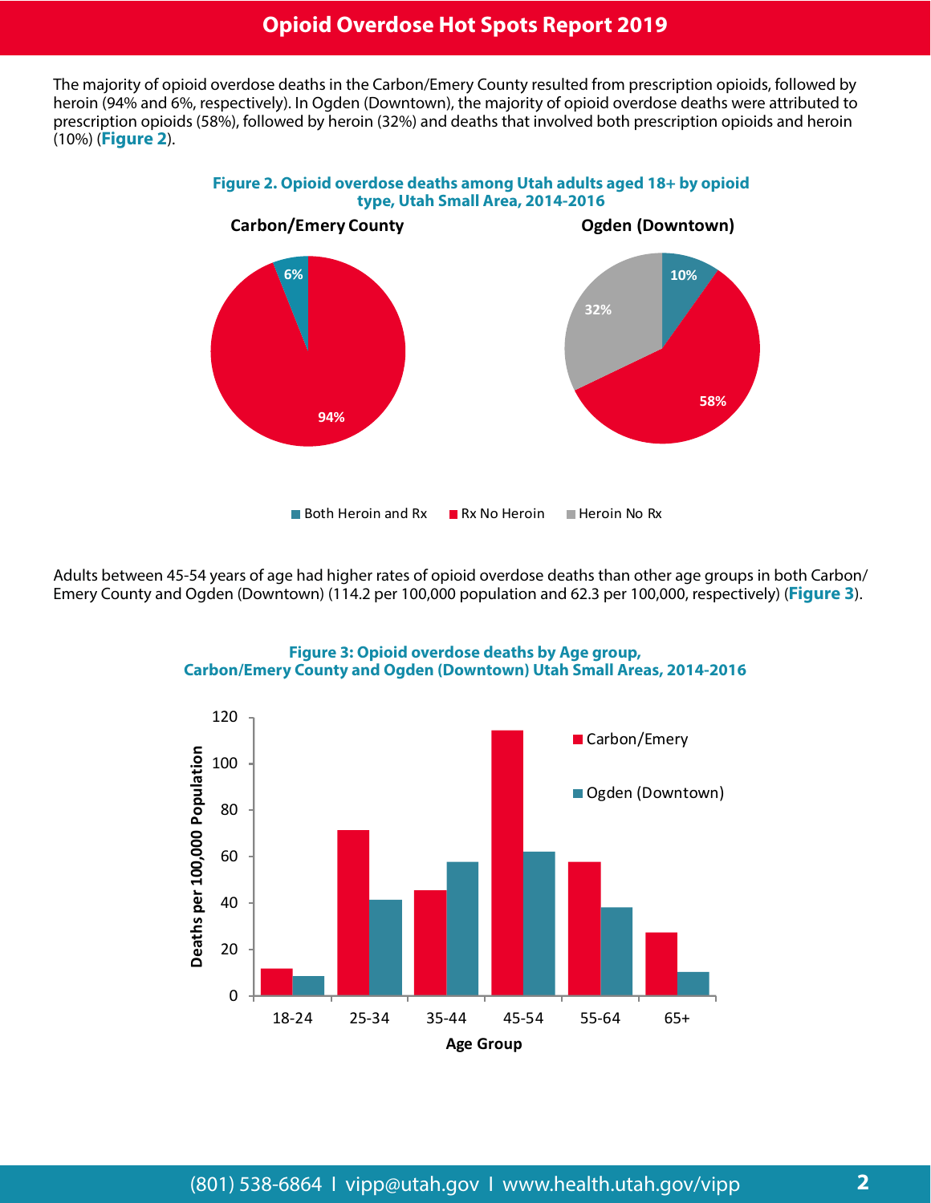The majority of opioid overdose deaths in the Carbon/Emery County resulted from prescription opioids, followed by heroin (94% and 6%, respectively). In Ogden (Downtown), the majority of opioid overdose deaths were attributed to prescription opioids (58%), followed by heroin (32%) and deaths that involved both prescription opioids and heroin (10%) (**Figure 2**).

**Figure 2. Opioid overdose deaths among Utah adults aged 18+ by opioid type, Utah Small Area, 2014-2016**

**Carbon/Emery County**

- 6%
- 94%

**Ogden (Downtown)**

- 10%
- 58%
- 32%

Both Heroin and Rx | Rx No Heroin | Heroin No Rx

Adults between 45-54 years of age had higher rates of opioid overdose deaths than other age groups in both Carbon/ Emery County and Ogden (Downtown) (114.2 per 100,000 population and 62.3 per 100,000, respectively) (**Figure 3**).

**Figure 3: Opioid overdose deaths by Age group, Carbon/Emery County and Ogden (Downtown) Utah Small Areas, 2014-2016**

Deaths per 100,000 Population

Age Group: 18-24, 25-34, 35-44, 45-54, 55-64, 65+

Carbon/Emery | Ogden (Downtown)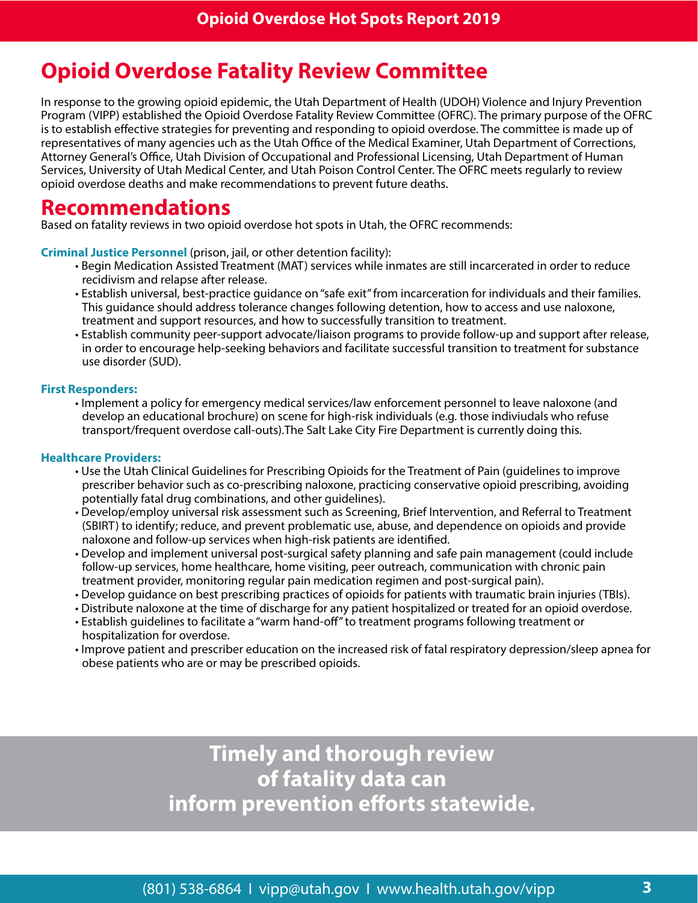# Opioid Overdose Fatality Review Committee

In response to the growing opioid epidemic, the Utah Department of Health (UDOH) Violence and Injury Prevention Program (VIPP) established the Opioid Overdose Fatality Review Committee (OFRC). The primary purpose of the OFRC is to establish effective strategies for preventing and responding to opioid overdose. The committee is made up of representatives of many agencies uch as the Utah Office of the Medical Examiner, Utah Department of Corrections, Attorney General's Office, Utah Division of Occupational and Professional Licensing, Utah Department of Human Services, University of Utah Medical Center, and Utah Poison Control Center. The OFRC meets regularly to review opioid overdose deaths and make recommendations to prevent future deaths.

# Recommendations

Based on fatality reviews in two opioid overdose hot spots in Utah, the OFRC recommends:

**Criminal Justice Personnel** (prison, jail, or other detention facility):

- Begin Medication Assisted Treatment (MAT) services while inmates are still incarcerated in order to reduce recidivism and relapse after release.
- Establish universal, best-practice guidance on "safe exit" from incarceration for individuals and their families. This guidance should address tolerance changes following detention, how to access and use naloxone, treatment and support resources, and how to successfully transition to treatment.
- Establish community peer-support advocate/liaison programs to provide follow-up and support after release, in order to encourage help-seeking behaviors and facilitate successful transition to treatment for substance use disorder (SUD).

**First Responders:**

- Implement a policy for emergency medical services/law enforcement personnel to leave naloxone (and develop an educational brochure) on scene for high-risk individuals (e.g. those indiviudals who refuse transport/frequent overdose call-outs).The Salt Lake City Fire Department is currently doing this.

**Healthcare Providers:**

- Use the Utah Clinical Guidelines for Prescribing Opioids for the Treatment of Pain (guidelines to improve prescriber behavior such as co-prescribing naloxone, practicing conservative opioid prescribing, avoiding potentially fatal drug combinations, and other guidelines).
- Develop/employ universal risk assessment such as Screening, Brief Intervention, and Referral to Treatment (SBIRT) to identify; reduce, and prevent problematic use, abuse, and dependence on opioids and provide naloxone and follow-up services when high-risk patients are identified.
- Develop and implement universal post-surgical safety planning and safe pain management (could include follow-up services, home healthcare, home visiting, peer outreach, communication with chronic pain treatment provider, monitoring regular pain medication regimen and post-surgical pain).
- Develop guidance on best prescribing practices of opioids for patients with traumatic brain injuries (TBIs).
- Distribute naloxone at the time of discharge for any patient hospitalized or treated for an opioid overdose.
- Establish guidelines to facilitate a "warm hand-off" to treatment programs following treatment or hospitalization for overdose.
- Improve patient and prescriber education on the increased risk of fatal respiratory depression/sleep apnea for obese patients who are or may be prescribed opioids.

**Timely and thorough review of fatality data can inform prevention efforts statewide.**

(801) 538-6864 | vipp@utah.gov | www.health.utah.gov/vipp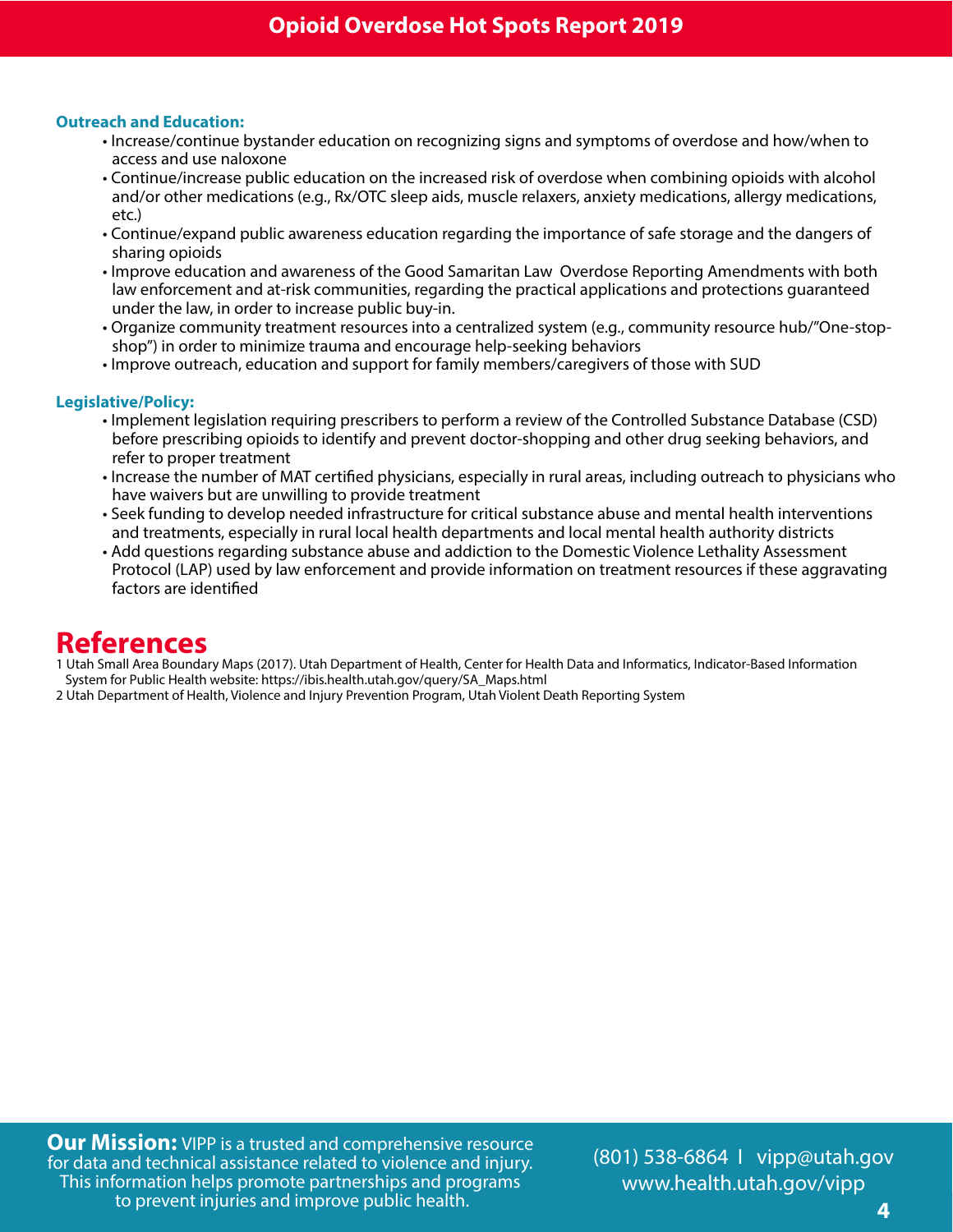**Outreach and Education:**

- Increase/continue bystander education on recognizing signs and symptoms of overdose and how/when to access and use naloxone
- Continue/increase public education on the increased risk of overdose when combining opioids with alcohol and/or other medications (e.g., Rx/OTC sleep aids, muscle relaxers, anxiety medications, allergy medications, etc.)
- Continue/expand public awareness education regarding the importance of safe storage and the dangers of sharing opioids
- Improve education and awareness of the Good Samaritan Law Overdose Reporting Amendments with both law enforcement and at-risk communities, regarding the practical applications and protections guaranteed under the law, in order to increase public buy-in.
- Organize community treatment resources into a centralized system (e.g., community resource hub/"One-stop-shop") in order to minimize trauma and encourage help-seeking behaviors
- Improve outreach, education and support for family members/caregivers of those with SUD

**Legislative/Policy:**

- Implement legislation requiring prescribers to perform a review of the Controlled Substance Database (CSD) before prescribing opioids to identify and prevent doctor-shopping and other drug seeking behaviors, and refer to proper treatment
- Increase the number of MAT certified physicians, especially in rural areas, including outreach to physicians who have waivers but are unwilling to provide treatment
- Seek funding to develop needed infrastructure for critical substance abuse and mental health interventions and treatments, especially in rural local health departments and local mental health authority districts
- Add questions regarding substance abuse and addiction to the Domestic Violence Lethality Assessment Protocol (LAP) used by law enforcement and provide information on treatment resources if these aggravating factors are identified

# References

1 Utah Small Area Boundary Maps (2017). Utah Department of Health, Center for Health Data and Informatics, Indicator-Based Information System for Public Health website: https://ibis.health.utah.gov/query/SA_Maps.html

2 Utah Department of Health, Violence and Injury Prevention Program, Utah Violent Death Reporting System

**Our Mission:** VIPP is a trusted and comprehensive resource for data and technical assistance related to violence and injury. This information helps promote partnerships and programs to prevent injuries and improve public health.

(801) 538-6864 | vipp@utah.gov
www.health.utah.gov/vipp